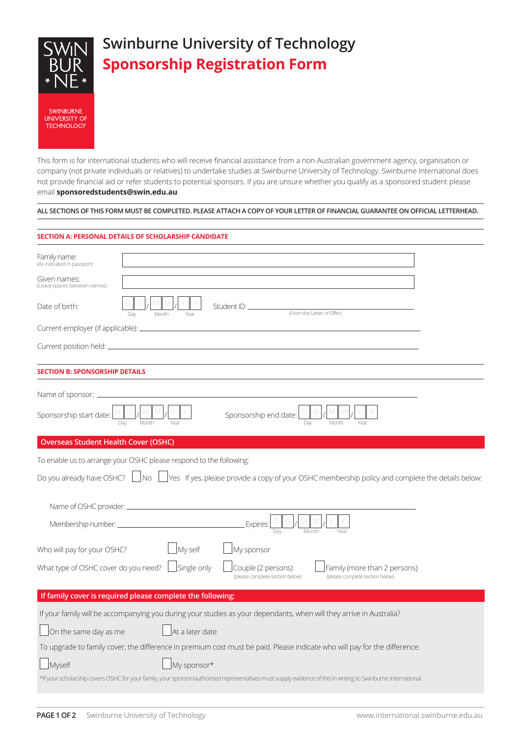# Swinburne University of Technology

## Sponsorship Registration Form

This form is for international students who will receive financial assistance from a non-Australian government agency, organisation or company (not private individuals or relatives) to undertake studies at Swinburne University of Technology. Swinburne International does not provide financial aid or refer students to potential sponsors. If you are unsure whether you qualify as a sponsored student please email **sponsoredstudents@swin.edu.au**

ALL SECTIONS OF THIS FORM MUST BE COMPLETED. PLEASE ATTACH A COPY OF YOUR LETTER OF FINANCIAL GUARANTEE ON OFFICIAL LETTERHEAD.

### SECTION A: PERSONAL DETAILS OF SCHOLARSHIP CANDIDATE

Family name: ______________________
(As indicated in passport)

Given names: ______________________
(Leave spaces between names)

Date of birth: D D / M M / Y Y (Day / Month / Year)

Student ID: ______________________ (From the Letter of Offer)

Current employer (if applicable): ______________________

Current position held: ______________________

### SECTION B: SPONSORSHIP DETAILS

Name of sponsor: ______________________

Sponsorship start date: D D / M M / Y Y (Day / Month / Year)

Sponsorship end date: D D / M M / Y Y (Day / Month / Year)

### Overseas Student Health Cover (OSHC)

To enable us to arrange your OSHC please respond to the following:

Do you already have OSHC? ☐ No ☐ Yes If yes, please provide a copy of your OSHC membership policy and complete the details below:

Name of OSHC provider: ______________________

Membership number: ______________________ Expires: D D / M M / Y Y (Day / Month / Year)

Who will pay for your OSHC? ☐ My self ☐ My sponsor

What type of OSHC cover do you need? ☐ Single only ☐ Couple (2 persons) (please complete section below) ☐ Family (more than 2 persons) (please complete section below)

### If family cover is required please complete the following:

If your family will be accompanying you during your studies as your dependants, when will they arrive in Australia?

☐ On the same day as me ☐ At a later date

To upgrade to family cover, the difference in premium cost must be paid. Please indicate who will pay for the difference:

☐ Myself ☐ My sponsor*

*If your scholarship covers OSHC for your family, your sponsor/authorised representatives must supply evidence of this in writing to Swinburne International.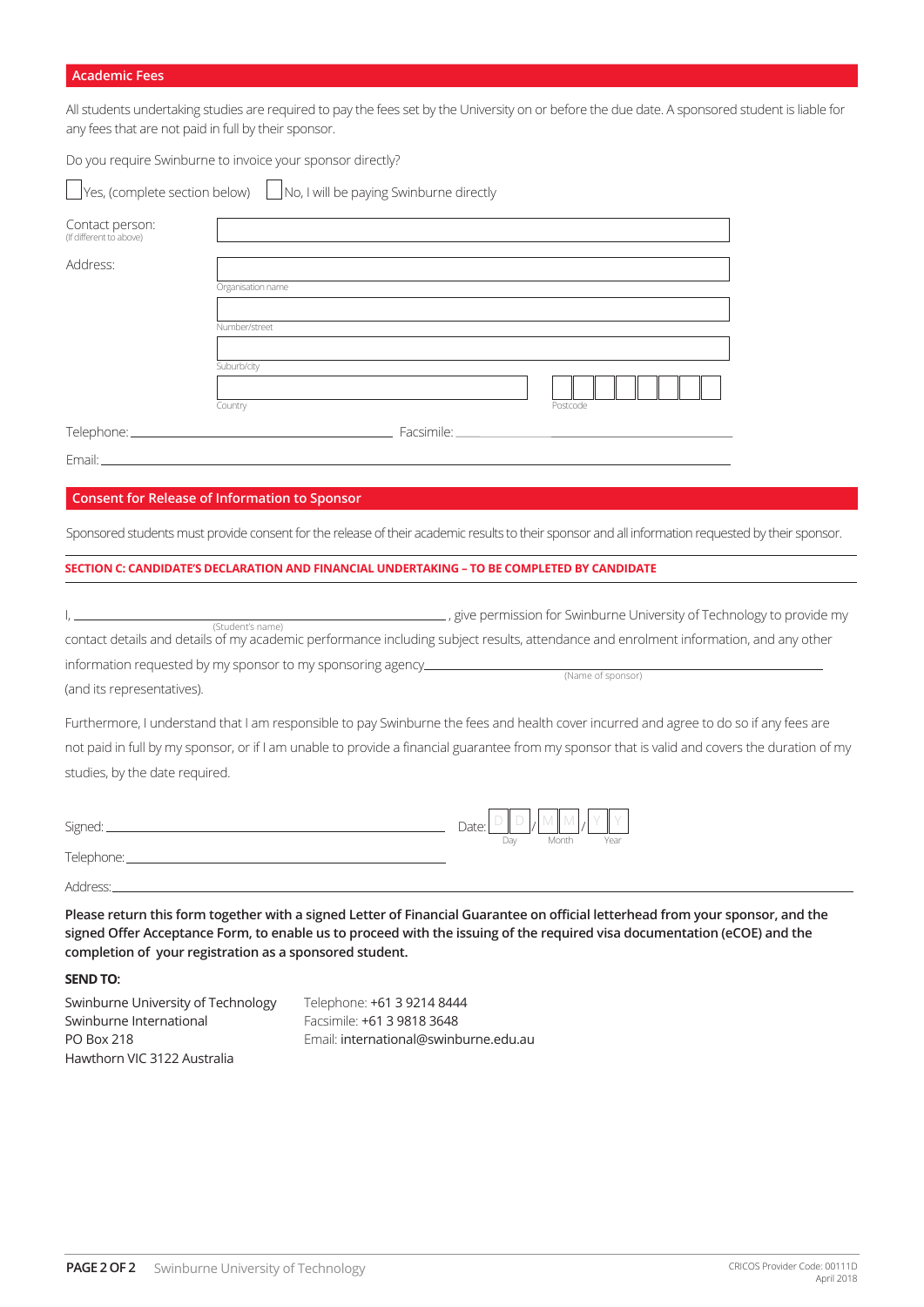## Academic Fees

All students undertaking studies are required to pay the fees set by the University on or before the due date. A sponsored student is liable for any fees that are not paid in full by their sponsor.

Do you require Swinburne to invoice your sponsor directly?

☐ Yes, (complete section below) ☐ No, I will be paying Swinburne directly

Contact person: (If different to above) ______________________________

Address:

______________________________
Organisation name

______________________________
Number/street

______________________________
Suburb/city

______________________________ ☐☐☐☐☐☐☐☐
Country Postcode

Telephone: ______________________________ Facsimile: ______________________________

Email: ______________________________

## Consent for Release of Information to Sponsor

Sponsored students must provide consent for the release of their academic results to their sponsor and all information requested by their sponsor.

**SECTION C: CANDIDATE'S DECLARATION AND FINANCIAL UNDERTAKING – TO BE COMPLETED BY CANDIDATE**

I, ______________________________ (Student's name), give permission for Swinburne University of Technology to provide my contact details and details of my academic performance including subject results, attendance and enrolment information, and any other information requested by my sponsor to my sponsoring agency ______________________________ (Name of sponsor) (and its representatives).

Furthermore, I understand that I am responsible to pay Swinburne the fees and health cover incurred and agree to do so if any fees are not paid in full by my sponsor, or if I am unable to provide a financial guarantee from my sponsor that is valid and covers the duration of my studies, by the date required.

Signed: ______________________________ Date: D D / M M / Y Y (Day / Month / Year)

Telephone: ______________________________

Address: ______________________________

**Please return this form together with a signed Letter of Financial Guarantee on official letterhead from your sponsor, and the signed Offer Acceptance Form, to enable us to proceed with the issuing of the required visa documentation (eCOE) and the completion of your registration as a sponsored student.**

**SEND TO:**

Swinburne University of Technology
Swinburne International
PO Box 218
Hawthorn VIC 3122 Australia

Telephone: +61 3 9214 8444
Facsimile: +61 3 9818 3648
Email: international@swinburne.edu.au

CRICOS Provider Code: 00111D
April 2018